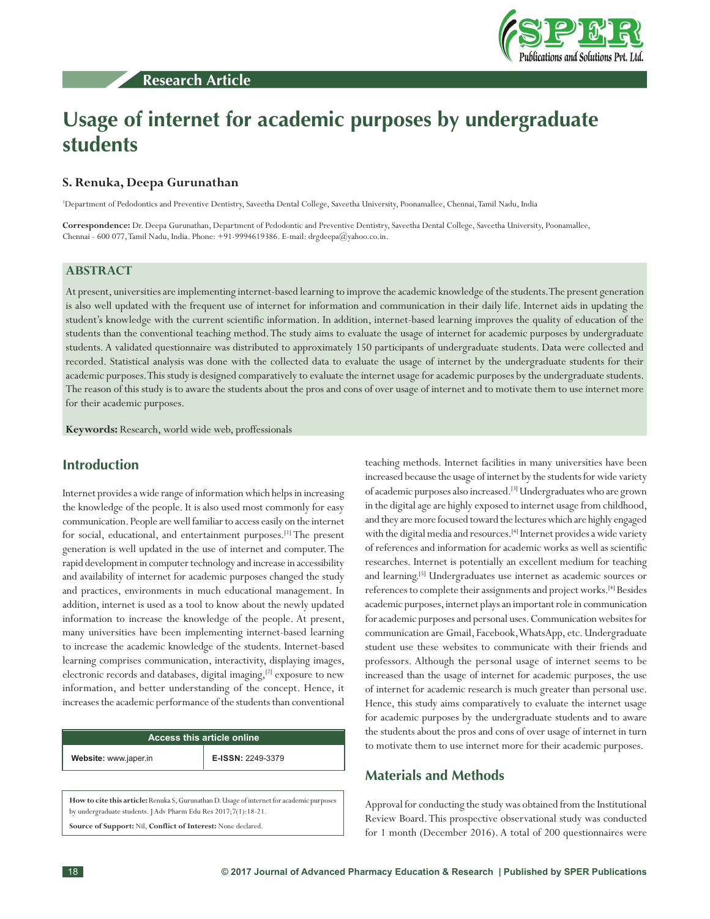Research Article

# Usage of internet for academic purposes by undergraduate students

**S. Renuka, Deepa Gurunathan**

[1]Department of Pedodontics and Preventive Dentistry, Saveetha Dental College, Saveetha University, Poonamallee, Chennai, Tamil Nadu, India

**Correspondence:** Dr. Deepa Gurunathan, Department of Pedodontic and Preventive Dentistry, Saveetha Dental College, Saveetha University, Poonamallee, Chennai - 600 077, Tamil Nadu, India. Phone: +91-9994619386. E-mail: drgdeepa@yahoo.co.in.

## ABSTRACT

At present, universities are implementing internet-based learning to improve the academic knowledge of the students. The present generation is also well updated with the frequent use of internet for information and communication in their daily life. Internet aids in updating the student's knowledge with the current scientific information. In addition, internet-based learning improves the quality of education of the students than the conventional teaching method. The study aims to evaluate the usage of internet for academic purposes by undergraduate students. A validated questionnaire was distributed to approximately 150 participants of undergraduate students. Data were collected and recorded. Statistical analysis was done with the collected data to evaluate the usage of internet by the undergraduate students for their academic purposes. This study is designed comparatively to evaluate the internet usage for academic purposes by the undergraduate students. The reason of this study is to aware the students about the pros and cons of over usage of internet and to motivate them to use internet more for their academic purposes.

**Keywords:** Research, world wide web, proffessionals

## Introduction

Internet provides a wide range of information which helps in increasing the knowledge of the people. It is also used most commonly for easy communication. People are well familiar to access easily on the internet for social, educational, and entertainment purposes.[1] The present generation is well updated in the use of internet and computer. The rapid development in computer technology and increase in accessibility and availability of internet for academic purposes changed the study and practices, environments in much educational management. In addition, internet is used as a tool to know about the newly updated information to increase the knowledge of the people. At present, many universities have been implementing internet-based learning to increase the academic knowledge of the students. Internet-based learning comprises communication, interactivity, displaying images, electronic records and databases, digital imaging,[2] exposure to new information, and better understanding of the concept. Hence, it increases the academic performance of the students than conventional teaching methods. Internet facilities in many universities have been increased because the usage of internet by the students for wide variety of academic purposes also increased.[3] Undergraduates who are grown in the digital age are highly exposed to internet usage from childhood, and they are more focused toward the lectures which are highly engaged with the digital media and resources.[4] Internet provides a wide variety of references and information for academic works as well as scientific researches. Internet is potentially an excellent medium for teaching and learning.[5] Undergraduates use internet as academic sources or references to complete their assignments and project works.[4] Besides academic purposes, internet plays an important role in communication for academic purposes and personal uses. Communication websites for communication are Gmail, Facebook, WhatsApp, etc. Undergraduate student use these websites to communicate with their friends and professors. Although the personal usage of internet seems to be increased than the usage of internet for academic purposes, the use of internet for academic research is much greater than personal use. Hence, this study aims comparatively to evaluate the internet usage for academic purposes by the undergraduate students and to aware the students about the pros and cons of over usage of internet in turn to motivate them to use internet more for their academic purposes.

| Access this article online | |
|---|---|
| **Website:** www.japer.in | **E-ISSN:** 2249-3379 |

**How to cite this article:** Renuka S, Gurunathan D. Usage of internet for academic purposes by undergraduate students. J Adv Pharm Edu Res 2017;7(1):18-21.

**Source of Support:** Nil, **Conflict of Interest:** None declared.

## Materials and Methods

Approval for conducting the study was obtained from the Institutional Review Board. This prospective observational study was conducted for 1 month (December 2016). A total of 200 questionnaires were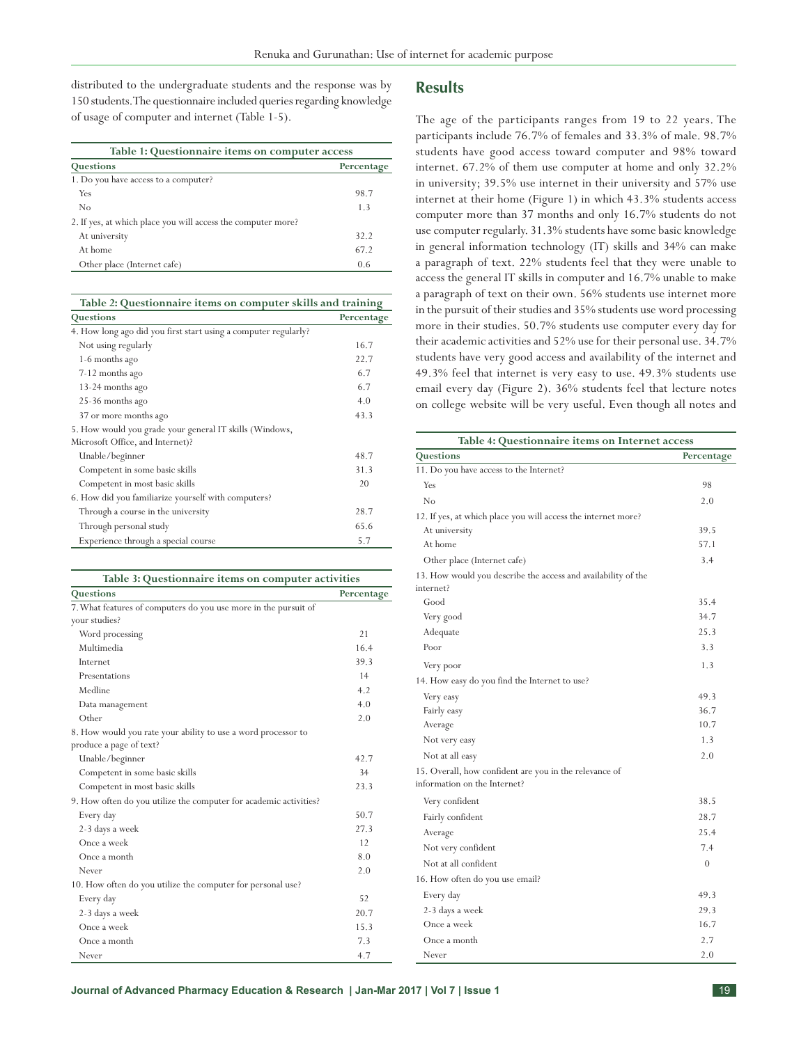distributed to the undergraduate students and the response was by 150 students. The questionnaire included queries regarding knowledge of usage of computer and internet (Table 1-5).

**Table 1: Questionnaire items on computer access**

| Questions | Percentage |
|---|---|
| 1. Do you have access to a computer? | |
| Yes | 98.7 |
| No | 1.3 |
| 2. If yes, at which place you will access the computer more? | |
| At university | 32.2 |
| At home | 67.2 |
| Other place (Internet cafe) | 0.6 |

**Table 2: Questionnaire items on computer skills and training**

| Questions | Percentage |
|---|---|
| 4. How long ago did you first start using a computer regularly? | |
| Not using regularly | 16.7 |
| 1-6 months ago | 22.7 |
| 7-12 months ago | 6.7 |
| 13-24 months ago | 6.7 |
| 25-36 months ago | 4.0 |
| 37 or more months ago | 43.3 |
| 5. How would you grade your general IT skills (Windows, Microsoft Office, and Internet)? | |
| Unable/beginner | 48.7 |
| Competent in some basic skills | 31.3 |
| Competent in most basic skills | 20 |
| 6. How did you familiarize yourself with computers? | |
| Through a course in the university | 28.7 |
| Through personal study | 65.6 |
| Experience through a special course | 5.7 |

**Table 3: Questionnaire items on computer activities**

| Questions | Percentage |
|---|---|
| 7. What features of computers do you use more in the pursuit of your studies? | |
| Word processing | 21 |
| Multimedia | 16.4 |
| Internet | 39.3 |
| Presentations | 14 |
| Medline | 4.2 |
| Data management | 4.0 |
| Other | 2.0 |
| 8. How would you rate your ability to use a word processor to produce a page of text? | |
| Unable/beginner | 42.7 |
| Competent in some basic skills | 34 |
| Competent in most basic skills | 23.3 |
| 9. How often do you utilize the computer for academic activities? | |
| Every day | 50.7 |
| 2-3 days a week | 27.3 |
| Once a week | 12 |
| Once a month | 8.0 |
| Never | 2.0 |
| 10. How often do you utilize the computer for personal use? | |
| Every day | 52 |
| 2-3 days a week | 20.7 |
| Once a week | 15.3 |
| Once a month | 7.3 |
| Never | 4.7 |

## Results

The age of the participants ranges from 19 to 22 years. The participants include 76.7% of females and 33.3% of male. 98.7% students have good access toward computer and 98% toward internet. 67.2% of them use computer at home and only 32.2% in university; 39.5% use internet in their university and 57% use internet at their home (Figure 1) in which 43.3% students access computer more than 37 months and only 16.7% students do not use computer regularly. 31.3% students have some basic knowledge in general information technology (IT) skills and 34% can make a paragraph of text. 22% students feel that they were unable to access the general IT skills in computer and 16.7% unable to make a paragraph of text on their own. 56% students use internet more in the pursuit of their studies and 35% students use word processing more in their studies. 50.7% students use computer every day for their academic activities and 52% use for their personal use. 34.7% students have very good access and availability of the internet and 49.3% feel that internet is very easy to use. 49.3% students use email every day (Figure 2). 36% students feel that lecture notes on college website will be very useful. Even though all notes and

**Table 4: Questionnaire items on Internet access**

| Questions | Percentage |
|---|---|
| 11. Do you have access to the Internet? | |
| Yes | 98 |
| No | 2.0 |
| 12. If yes, at which place you will access the internet more? | |
| At university | 39.5 |
| At home | 57.1 |
| Other place (Internet cafe) | 3.4 |
| 13. How would you describe the access and availability of the internet? | |
| Good | 35.4 |
| Very good | 34.7 |
| Adequate | 25.3 |
| Poor | 3.3 |
| Very poor | 1.3 |
| 14. How easy do you find the Internet to use? | |
| Very easy | 49.3 |
| Fairly easy | 36.7 |
| Average | 10.7 |
| Not very easy | 1.3 |
| Not at all easy | 2.0 |
| 15. Overall, how confident are you in the relevance of information on the Internet? | |
| Very confident | 38.5 |
| Fairly confident | 28.7 |
| Average | 25.4 |
| Not very confident | 7.4 |
| Not at all confident | 0 |
| 16. How often do you use email? | |
| Every day | 49.3 |
| 2-3 days a week | 29.3 |
| Once a week | 16.7 |
| Once a month | 2.7 |
| Never | 2.0 |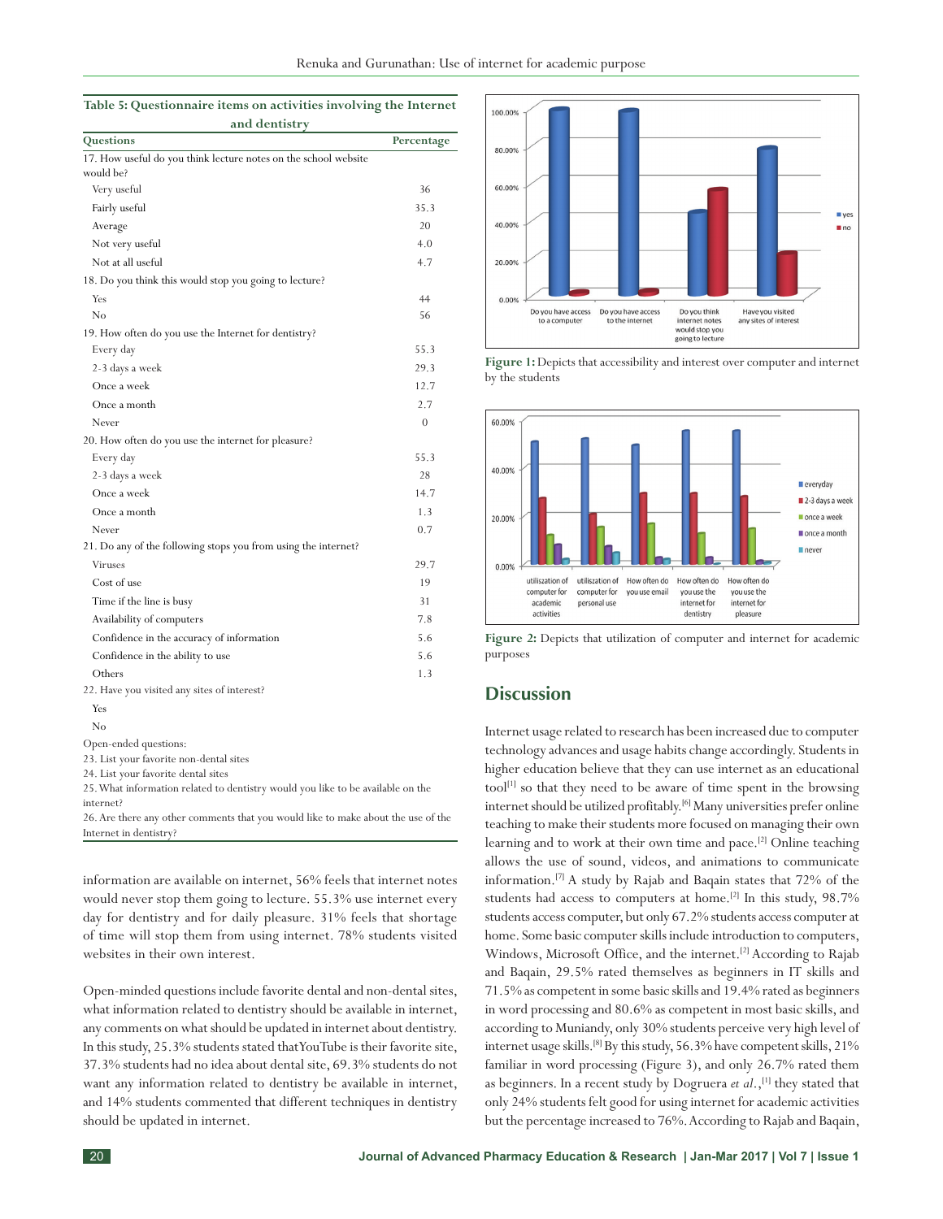**Table 5: Questionnaire items on activities involving the Internet and dentistry**

| Questions | Percentage |
|---|---|
| 17. How useful do you think lecture notes on the school website would be? | |
| Very useful | 36 |
| Fairly useful | 35.3 |
| Average | 20 |
| Not very useful | 4.0 |
| Not at all useful | 4.7 |
| 18. Do you think this would stop you going to lecture? | |
| Yes | 44 |
| No | 56 |
| 19. How often do you use the Internet for dentistry? | |
| Every day | 55.3 |
| 2-3 days a week | 29.3 |
| Once a week | 12.7 |
| Once a month | 2.7 |
| Never | 0 |
| 20. How often do you use the internet for pleasure? | |
| Every day | 55.3 |
| 2-3 days a week | 28 |
| Once a week | 14.7 |
| Once a month | 1.3 |
| Never | 0.7 |
| 21. Do any of the following stops you from using the internet? | |
| Viruses | 29.7 |
| Cost of use | 19 |
| Time if the line is busy | 31 |
| Availability of computers | 7.8 |
| Confidence in the accuracy of information | 5.6 |
| Confidence in the ability to use | 5.6 |
| Others | 1.3 |
| 22. Have you visited any sites of interest? | |
| Yes | |
| No | |
| Open-ended questions: | |
| 23. List your favorite non-dental sites | |
| 24. List your favorite dental sites | |
| 25. What information related to dentistry would you like to be available on the internet? | |
| 26. Are there any other comments that you would like to make about the use of the Internet in dentistry? | |

information are available on internet, 56% feels that internet notes would never stop them going to lecture. 55.3% use internet every day for dentistry and for daily pleasure. 31% feels that shortage of time will stop them from using internet. 78% students visited websites in their own interest.

Open-minded questions include favorite dental and non-dental sites, what information related to dentistry should be available in internet, any comments on what should be updated in internet about dentistry. In this study, 25.3% students stated that YouTube is their favorite site, 37.3% students had no idea about dental site, 69.3% students do not want any information related to dentistry be available in internet, and 14% students commented that different techniques in dentistry should be updated in internet.

Figure 1: Depicts that accessibility and interest over computer and internet by the students

Figure 2: Depicts that utilization of computer and internet for academic purposes

## Discussion

Internet usage related to research has been increased due to computer technology advances and usage habits change accordingly. Students in higher education believe that they can use internet as an educational tool[1] so that they need to be aware of time spent in the browsing internet should be utilized profitably.[6] Many universities prefer online teaching to make their students more focused on managing their own learning and to work at their own time and pace.[2] Online teaching allows the use of sound, videos, and animations to communicate information.[7] A study by Rajab and Baqain states that 72% of the students had access to computers at home.[2] In this study, 98.7% students access computer, but only 67.2% students access computer at home. Some basic computer skills include introduction to computers, Windows, Microsoft Office, and the internet.[2] According to Rajab and Baqain, 29.5% rated themselves as beginners in IT skills and 71.5% as competent in some basic skills and 19.4% rated as beginners in word processing and 80.6% as competent in most basic skills, and according to Muniandy, only 30% students perceive very high level of internet usage skills.[8] By this study, 56.3% have competent skills, 21% familiar in word processing (Figure 3), and only 26.7% rated them as beginners. In a recent study by Dogruera *et al.*,[1] they stated that only 24% students felt good for using internet for academic activities but the percentage increased to 76%. According to Rajab and Baqain,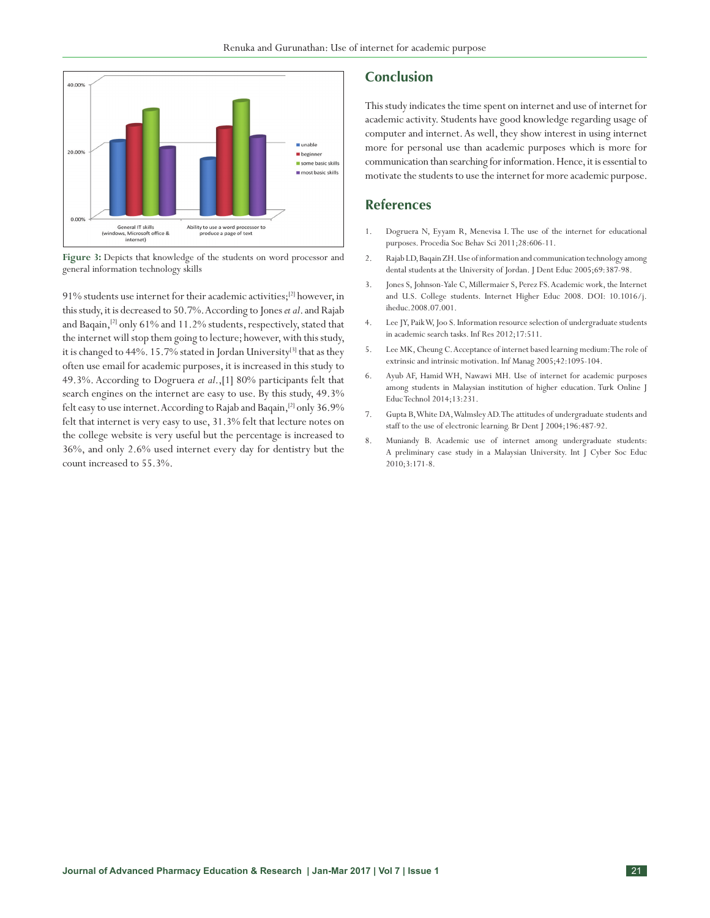40.00%

20.00%

0.00%

unable

beginner

some basic skills

most basic skills

General IT skills (windows, Microsoft office & internet)

Ability to use a word processor to produce a page of text

**Figure 3:** Depicts that knowledge of the students on word processor and general information technology skills

91% students use internet for their academic activities;[2] however, in this study, it is decreased to 50.7%. According to Jones *et al*. and Rajab and Baqain,[2] only 61% and 11.2% students, respectively, stated that the internet will stop them going to lecture; however, with this study, it is changed to 44%. 15.7% stated in Jordan University[3] that as they often use email for academic purposes, it is increased in this study to 49.3%. According to Dogruera *et al*.,[1] 80% participants felt that search engines on the internet are easy to use. By this study, 49.3% felt easy to use internet. According to Rajab and Baqain,[2] only 36.9% felt that internet is very easy to use, 31.3% felt that lecture notes on the college website is very useful but the percentage is increased to 36%, and only 2.6% used internet every day for dentistry but the count increased to 55.3%.

## Conclusion

This study indicates the time spent on internet and use of internet for academic activity. Students have good knowledge regarding usage of computer and internet. As well, they show interest in using internet more for personal use than academic purposes which is more for communication than searching for information. Hence, it is essential to motivate the students to use the internet for more academic purpose.

## References

1. Dogruera N, Eyyam R, Menevisa I. The use of the internet for educational purposes. Procedia Soc Behav Sci 2011;28:606-11.
2. Rajab LD, Baqain ZH. Use of information and communication technology among dental students at the University of Jordan. J Dent Educ 2005;69:387-98.
3. Jones S, Johnson-Yale C, Millermaier S, Perez FS. Academic work, the Internet and U.S. College students. Internet Higher Educ 2008. DOI: 10.1016/j.iheduc.2008.07.001.
4. Lee JY, Paik W, Joo S. Information resource selection of undergraduate students in academic search tasks. Inf Res 2012;17:511.
5. Lee MK, Cheung C. Acceptance of internet based learning medium: The role of extrinsic and intrinsic motivation. Inf Manag 2005;42:1095-104.
6. Ayub AF, Hamid WH, Nawawi MH. Use of internet for academic purposes among students in Malaysian institution of higher education. Turk Online J Educ Technol 2014;13:231.
7. Gupta B, White DA, Walmsley AD. The attitudes of undergraduate students and staff to the use of electronic learning. Br Dent J 2004;196:487-92.
8. Muniandy B. Academic use of internet among undergraduate students: A preliminary case study in a Malaysian University. Int J Cyber Soc Educ 2010;3:171-8.